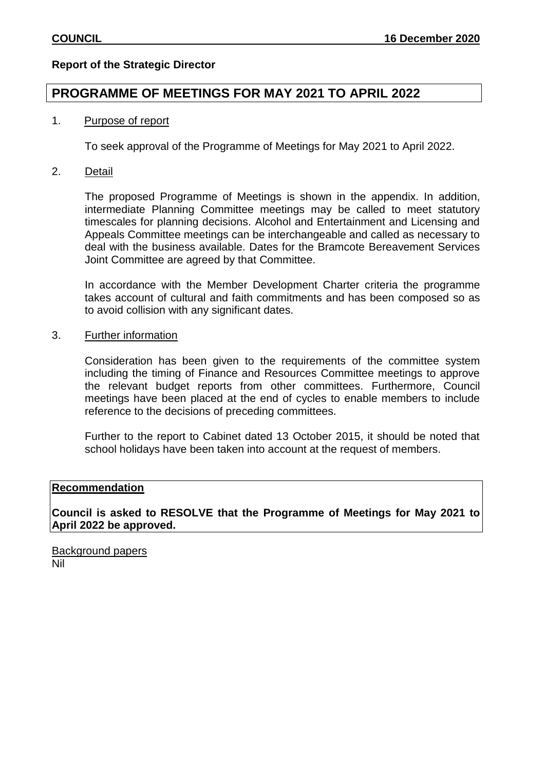**COUNCIL** **16 December 2020**

**Report of the Strategic Director**

# PROGRAMME OF MEETINGS FOR MAY 2021 TO APRIL 2022

1. Purpose of report

   To seek approval of the Programme of Meetings for May 2021 to April 2022.

2. Detail

   The proposed Programme of Meetings is shown in the appendix. In addition, intermediate Planning Committee meetings may be called to meet statutory timescales for planning decisions. Alcohol and Entertainment and Licensing and Appeals Committee meetings can be interchangeable and called as necessary to deal with the business available. Dates for the Bramcote Bereavement Services Joint Committee are agreed by that Committee.

   In accordance with the Member Development Charter criteria the programme takes account of cultural and faith commitments and has been composed so as to avoid collision with any significant dates.

3. Further information

   Consideration has been given to the requirements of the committee system including the timing of Finance and Resources Committee meetings to approve the relevant budget reports from other committees. Furthermore, Council meetings have been placed at the end of cycles to enable members to include reference to the decisions of preceding committees.

   Further to the report to Cabinet dated 13 October 2015, it should be noted that school holidays have been taken into account at the request of members.

**Recommendation**

**Council is asked to RESOLVE that the Programme of Meetings for May 2021 to April 2022 be approved.**

Background papers
Nil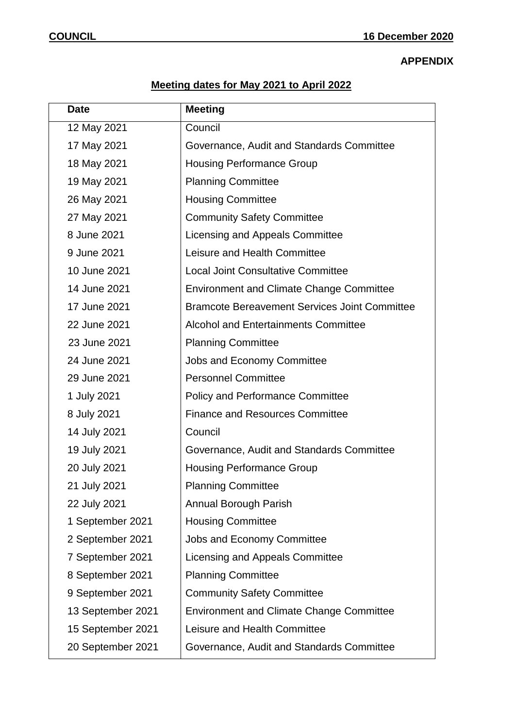**APPENDIX**

**Meeting dates for May 2021 to April 2022**

| Date | Meeting |
|---|---|
| 12 May 2021 | Council |
| 17 May 2021 | Governance, Audit and Standards Committee |
| 18 May 2021 | Housing Performance Group |
| 19 May 2021 | Planning Committee |
| 26 May 2021 | Housing Committee |
| 27 May 2021 | Community Safety Committee |
| 8 June 2021 | Licensing and Appeals Committee |
| 9 June 2021 | Leisure and Health Committee |
| 10 June 2021 | Local Joint Consultative Committee |
| 14 June 2021 | Environment and Climate Change Committee |
| 17 June 2021 | Bramcote Bereavement Services Joint Committee |
| 22 June 2021 | Alcohol and Entertainments Committee |
| 23 June 2021 | Planning Committee |
| 24 June 2021 | Jobs and Economy Committee |
| 29 June 2021 | Personnel Committee |
| 1 July 2021 | Policy and Performance Committee |
| 8 July 2021 | Finance and Resources Committee |
| 14 July 2021 | Council |
| 19 July 2021 | Governance, Audit and Standards Committee |
| 20 July 2021 | Housing Performance Group |
| 21 July 2021 | Planning Committee |
| 22 July 2021 | Annual Borough Parish |
| 1 September 2021 | Housing Committee |
| 2 September 2021 | Jobs and Economy Committee |
| 7 September 2021 | Licensing and Appeals Committee |
| 8 September 2021 | Planning Committee |
| 9 September 2021 | Community Safety Committee |
| 13 September 2021 | Environment and Climate Change Committee |
| 15 September 2021 | Leisure and Health Committee |
| 20 September 2021 | Governance, Audit and Standards Committee |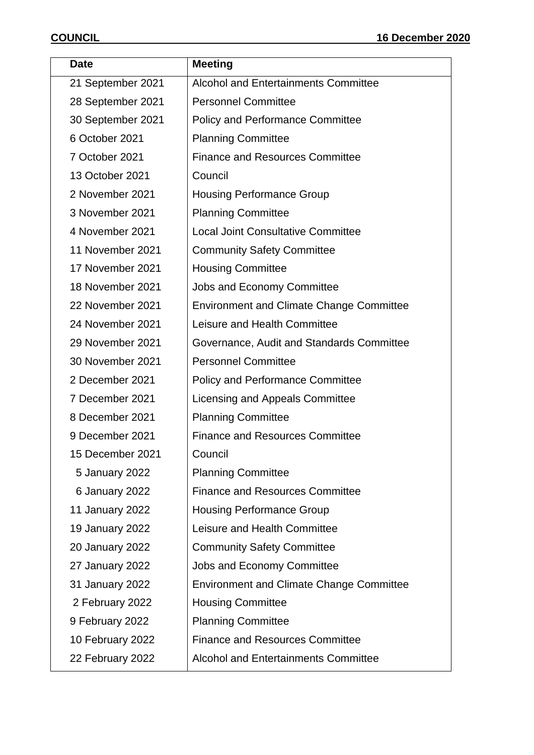| Date | Meeting |
|---|---|
| 21 September 2021 | Alcohol and Entertainments Committee |
| 28 September 2021 | Personnel Committee |
| 30 September 2021 | Policy and Performance Committee |
| 6 October 2021 | Planning Committee |
| 7 October 2021 | Finance and Resources Committee |
| 13 October 2021 | Council |
| 2 November 2021 | Housing Performance Group |
| 3 November 2021 | Planning Committee |
| 4 November 2021 | Local Joint Consultative Committee |
| 11 November 2021 | Community Safety Committee |
| 17 November 2021 | Housing Committee |
| 18 November 2021 | Jobs and Economy Committee |
| 22 November 2021 | Environment and Climate Change Committee |
| 24 November 2021 | Leisure and Health Committee |
| 29 November 2021 | Governance, Audit and Standards Committee |
| 30 November 2021 | Personnel Committee |
| 2 December 2021 | Policy and Performance Committee |
| 7 December 2021 | Licensing and Appeals Committee |
| 8 December 2021 | Planning Committee |
| 9 December 2021 | Finance and Resources Committee |
| 15 December 2021 | Council |
| 5 January 2022 | Planning Committee |
| 6 January 2022 | Finance and Resources Committee |
| 11 January 2022 | Housing Performance Group |
| 19 January 2022 | Leisure and Health Committee |
| 20 January 2022 | Community Safety Committee |
| 27 January 2022 | Jobs and Economy Committee |
| 31 January 2022 | Environment and Climate Change Committee |
| 2 February 2022 | Housing Committee |
| 9 February 2022 | Planning Committee |
| 10 February 2022 | Finance and Resources Committee |
| 22 February 2022 | Alcohol and Entertainments Committee |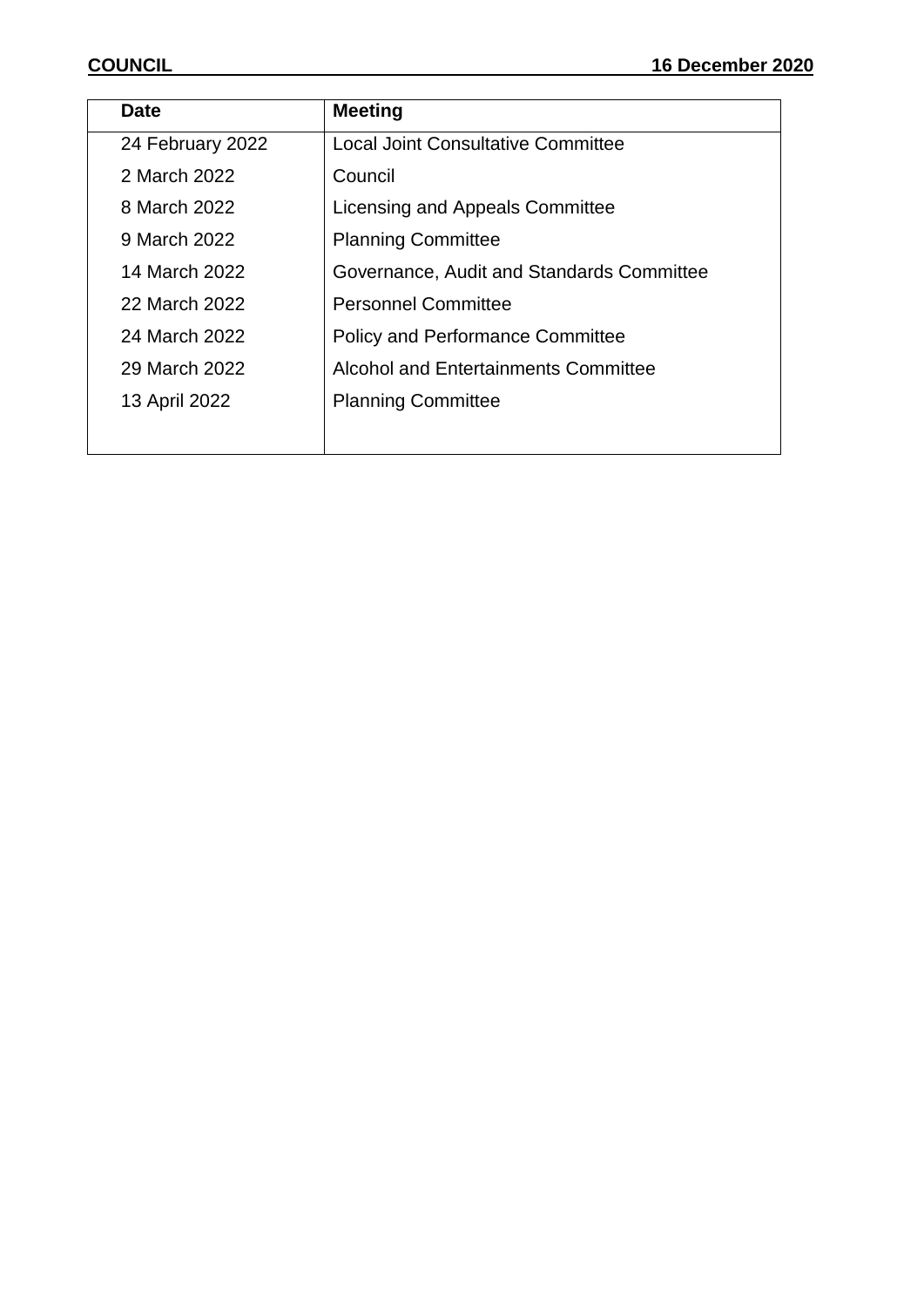| Date | Meeting |
|---|---|
| 24 February 2022 | Local Joint Consultative Committee |
| 2 March 2022 | Council |
| 8 March 2022 | Licensing and Appeals Committee |
| 9 March 2022 | Planning Committee |
| 14 March 2022 | Governance, Audit and Standards Committee |
| 22 March 2022 | Personnel Committee |
| 24 March 2022 | Policy and Performance Committee |
| 29 March 2022 | Alcohol and Entertainments Committee |
| 13 April 2022 | Planning Committee |